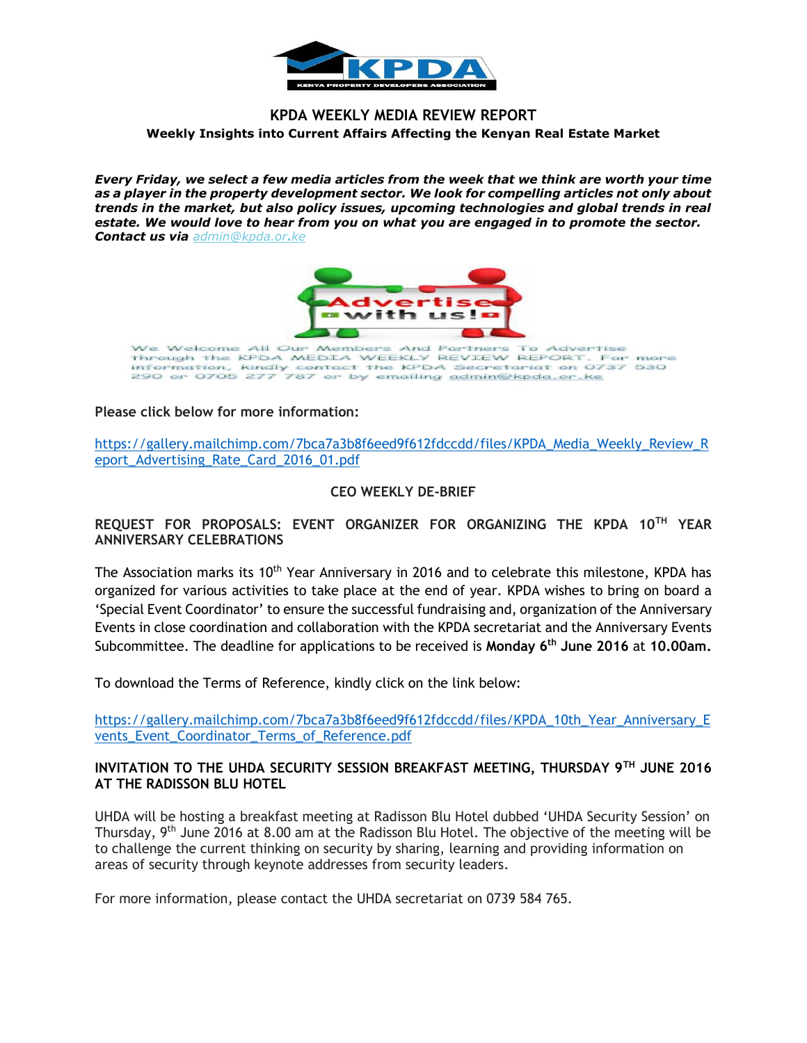# KPDA WEEKLY MEDIA REVIEW REPORT

**Weekly Insights into Current Affairs Affecting the Kenyan Real Estate Market**

***Every Friday, we select a few media articles from the week that we think are worth your time as a player in the property development sector. We look for compelling articles not only about trends in the market, but also policy issues, upcoming technologies and global trends in real estate. We would love to hear from you on what you are engaged in to promote the sector. Contact us via*** *admin@kpda.or.ke*

We Welcome All Our Members And Partners To Advertise through the KPDA MEDIA WEEKLY REVIEW REPORT. For more information, kindly contact the KPDA Secretariat on 0737 530 290 or 0705 277 787 or by emailing admin@kpda.or.ke

**Please click below for more information:**

https://gallery.mailchimp.com/7bca7a3b8f6eed9f612fdccdd/files/KPDA_Media_Weekly_Review_Report_Advertising_Rate_Card_2016_01.pdf

## CEO WEEKLY DE-BRIEF

### REQUEST FOR PROPOSALS: EVENT ORGANIZER FOR ORGANIZING THE KPDA 10TH YEAR ANNIVERSARY CELEBRATIONS

The Association marks its 10th Year Anniversary in 2016 and to celebrate this milestone, KPDA has organized for various activities to take place at the end of year. KPDA wishes to bring on board a 'Special Event Coordinator' to ensure the successful fundraising and, organization of the Anniversary Events in close coordination and collaboration with the KPDA secretariat and the Anniversary Events Subcommittee. The deadline for applications to be received is **Monday 6th June 2016** at **10.00am.**

To download the Terms of Reference, kindly click on the link below:

https://gallery.mailchimp.com/7bca7a3b8f6eed9f612fdccdd/files/KPDA_10th_Year_Anniversary_Events_Event_Coordinator_Terms_of_Reference.pdf

### INVITATION TO THE UHDA SECURITY SESSION BREAKFAST MEETING, THURSDAY 9TH JUNE 2016 AT THE RADISSON BLU HOTEL

UHDA will be hosting a breakfast meeting at Radisson Blu Hotel dubbed 'UHDA Security Session' on Thursday, 9th June 2016 at 8.00 am at the Radisson Blu Hotel. The objective of the meeting will be to challenge the current thinking on security by sharing, learning and providing information on areas of security through keynote addresses from security leaders.

For more information, please contact the UHDA secretariat on 0739 584 765.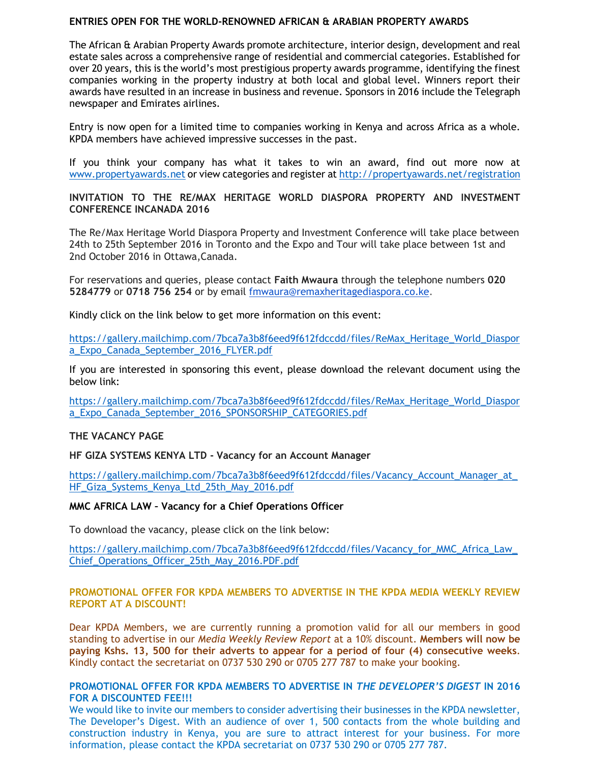**ENTRIES OPEN FOR THE WORLD-RENOWNED AFRICAN & ARABIAN PROPERTY AWARDS**

The African & Arabian Property Awards promote architecture, interior design, development and real estate sales across a comprehensive range of residential and commercial categories. Established for over 20 years, this is the world's most prestigious property awards programme, identifying the finest companies working in the property industry at both local and global level. Winners report their awards have resulted in an increase in business and revenue. Sponsors in 2016 include the Telegraph newspaper and Emirates airlines.

Entry is now open for a limited time to companies working in Kenya and across Africa as a whole. KPDA members have achieved impressive successes in the past.

If you think your company has what it takes to win an award, find out more now at [www.propertyawards.net](http://www.propertyawards.net) or view categories and register at [http://propertyawards.net/registration](http://propertyawards.net/registration)

**INVITATION TO THE RE/MAX HERITAGE WORLD DIASPORA PROPERTY AND INVESTMENT CONFERENCE INCANADA 2016**

The Re/Max Heritage World Diaspora Property and Investment Conference will take place between 24th to 25th September 2016 in Toronto and the Expo and Tour will take place between 1st and 2nd October 2016 in Ottawa,Canada.

For reservations and queries, please contact **Faith Mwaura** through the telephone numbers **020 5284779** or **0718 756 254** or by email [fmwaura@remaxheritagediaspora.co.ke](mailto:fmwaura@remaxheritagediaspora.co.ke).

Kindly click on the link below to get more information on this event:

[https://gallery.mailchimp.com/7bca7a3b8f6eed9f612fdccdd/files/ReMax_Heritage_World_Diaspora_Expo_Canada_September_2016_FLYER.pdf](https://gallery.mailchimp.com/7bca7a3b8f6eed9f612fdccdd/files/ReMax_Heritage_World_Diaspora_Expo_Canada_September_2016_FLYER.pdf)

If you are interested in sponsoring this event, please download the relevant document using the below link:

[https://gallery.mailchimp.com/7bca7a3b8f6eed9f612fdccdd/files/ReMax_Heritage_World_Diaspora_Expo_Canada_September_2016_SPONSORSHIP_CATEGORIES.pdf](https://gallery.mailchimp.com/7bca7a3b8f6eed9f612fdccdd/files/ReMax_Heritage_World_Diaspora_Expo_Canada_September_2016_SPONSORSHIP_CATEGORIES.pdf)

**THE VACANCY PAGE**

**HF GIZA SYSTEMS KENYA LTD - Vacancy for an Account Manager**

[https://gallery.mailchimp.com/7bca7a3b8f6eed9f612fdccdd/files/Vacancy_Account_Manager_at_HF_Giza_Systems_Kenya_Ltd_25th_May_2016.pdf](https://gallery.mailchimp.com/7bca7a3b8f6eed9f612fdccdd/files/Vacancy_Account_Manager_at_HF_Giza_Systems_Kenya_Ltd_25th_May_2016.pdf)

**MMC AFRICA LAW – Vacancy for a Chief Operations Officer**

To download the vacancy, please click on the link below:

[https://gallery.mailchimp.com/7bca7a3b8f6eed9f612fdccdd/files/Vacancy_for_MMC_Africa_Law_Chief_Operations_Officer_25th_May_2016.PDF.pdf](https://gallery.mailchimp.com/7bca7a3b8f6eed9f612fdccdd/files/Vacancy_for_MMC_Africa_Law_Chief_Operations_Officer_25th_May_2016.PDF.pdf)

**PROMOTIONAL OFFER FOR KPDA MEMBERS TO ADVERTISE IN THE KPDA MEDIA WEEKLY REVIEW REPORT AT A DISCOUNT!**

Dear KPDA Members, we are currently running a promotion valid for all our members in good standing to advertise in our *Media Weekly Review Report* at a 10% discount. **Members will now be paying Kshs. 13, 500 for their adverts to appear for a period of four (4) consecutive weeks**. Kindly contact the secretariat on 0737 530 290 or 0705 277 787 to make your booking.

**PROMOTIONAL OFFER FOR KPDA MEMBERS TO ADVERTISE IN *THE DEVELOPER'S DIGEST* IN 2016 FOR A DISCOUNTED FEE!!!**

We would like to invite our members to consider advertising their businesses in the KPDA newsletter, The Developer's Digest. With an audience of over 1, 500 contacts from the whole building and construction industry in Kenya, you are sure to attract interest for your business. For more information, please contact the KPDA secretariat on 0737 530 290 or 0705 277 787.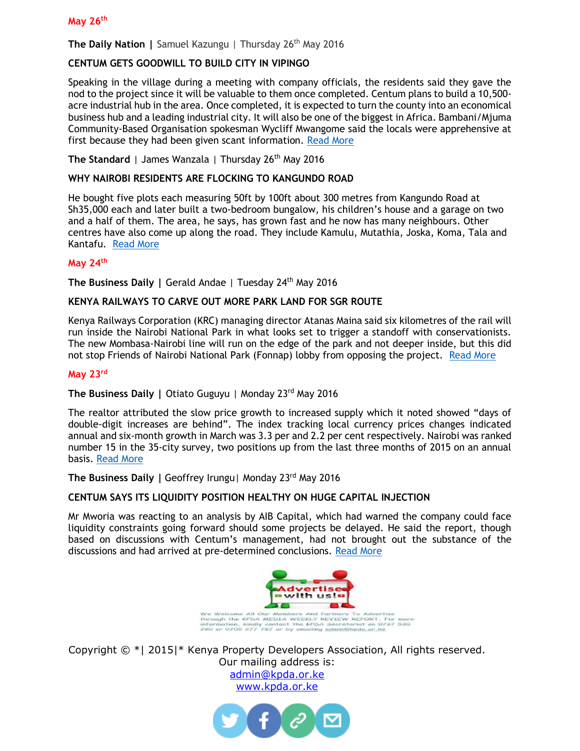**May 26th**

**The Daily Nation |** Samuel Kazungu | Thursday 26th May 2016

**CENTUM GETS GOODWILL TO BUILD CITY IN VIPINGO**

Speaking in the village during a meeting with company officials, the residents said they gave the nod to the project since it will be valuable to them once completed. Centum plans to build a 10,500-acre industrial hub in the area. Once completed, it is expected to turn the county into an economical business hub and a leading industrial city. It will also be one of the biggest in Africa. Bambani/Mjuma Community-Based Organisation spokesman Wycliff Mwangome said the locals were apprehensive at first because they had been given scant information. Read More

**The Standard** | James Wanzala | Thursday 26th May 2016

**WHY NAIROBI RESIDENTS ARE FLOCKING TO KANGUNDO ROAD**

He bought five plots each measuring 50ft by 100ft about 300 metres from Kangundo Road at Sh35,000 each and later built a two-bedroom bungalow, his children's house and a garage on two and a half of them. The area, he says, has grown fast and he now has many neighbours. Other centres have also come up along the road. They include Kamulu, Mutathia, Joska, Koma, Tala and Kantafu. Read More

**May 24th**

**The Business Daily |** Gerald Andae | Tuesday 24th May 2016

**KENYA RAILWAYS TO CARVE OUT MORE PARK LAND FOR SGR ROUTE**

Kenya Railways Corporation (KRC) managing director Atanas Maina said six kilometres of the rail will run inside the Nairobi National Park in what looks set to trigger a standoff with conservationists. The new Mombasa-Nairobi line will run on the edge of the park and not deeper inside, but this did not stop Friends of Nairobi National Park (Fonnap) lobby from opposing the project. Read More

**May 23rd**

**The Business Daily |** Otiato Guguyu | Monday 23rd May 2016

The realtor attributed the slow price growth to increased supply which it noted showed "days of double-digit increases are behind". The index tracking local currency prices changes indicated annual and six-month growth in March was 3.3 per and 2.2 per cent respectively. Nairobi was ranked number 15 in the 35-city survey, two positions up from the last three months of 2015 on an annual basis. Read More

**The Business Daily |** Geoffrey Irungu| Monday 23rd May 2016

**CENTUM SAYS ITS LIQUIDITY POSITION HEALTHY ON HUGE CAPITAL INJECTION**

Mr Mworia was reacting to an analysis by AIB Capital, which had warned the company could face liquidity constraints going forward should some projects be delayed. He said the report, though based on discussions with Centum's management, had not brought out the substance of the discussions and had arrived at pre-determined conclusions. Read More

Advertise with us!

We Welcome All Our Members And Partners To Advertise Through the KPDA MEDIA WEEKLY REVIEW REPORT. For more information, kindly contact the KPDA Secretariat on 0737 530 290 or 0705 277 787 or by emailing admin@kpda.or.ke

Copyright © *| 2015|* Kenya Property Developers Association, All rights reserved.
Our mailing address is:
admin@kpda.or.ke
www.kpda.or.ke